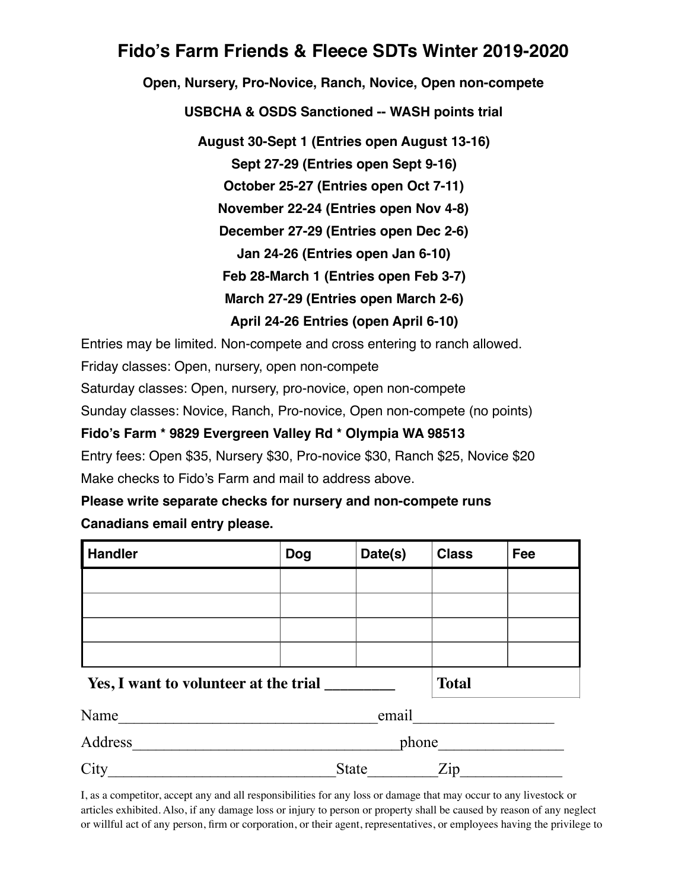# Fido's Farm Friends & Fleece SDTs Winter 2019-2020

**Open, Nursery, Pro-Novice, Ranch, Novice, Open non-compete**

**USBCHA & OSDS Sanctioned -- WASH points trial**

**August 30-Sept 1 (Entries open August 13-16)**

**Sept 27-29 (Entries open Sept 9-16)**

**October 25-27 (Entries open Oct 7-11)**

**November 22-24 (Entries open Nov 4-8)**

**December 27-29 (Entries open Dec 2-6)**

**Jan 24-26 (Entries open Jan 6-10)**

**Feb 28-March 1 (Entries open Feb 3-7)**

**March 27-29 (Entries open March 2-6)**

**April 24-26 Entries (open April 6-10)**

Entries may be limited. Non-compete and cross entering to ranch allowed.

Friday classes: Open, nursery, open non-compete

Saturday classes: Open, nursery, pro-novice, open non-compete

Sunday classes: Novice, Ranch, Pro-novice, Open non-compete (no points)

**Fido's Farm * 9829 Evergreen Valley Rd * Olympia WA 98513**

Entry fees: Open $35, Nursery $30, Pro-novice $30, Ranch $25, Novice $20

Make checks to Fido's Farm and mail to address above.

**Please write separate checks for nursery and non-compete runs**

**Canadians email entry please.**

| Handler | Dog | Date(s) | Class | Fee |
|---|---|---|---|---|
| | | | | |
| | | | | |
| | | | | |
| | | | | |
| **Yes, I want to volunteer at the trial ________** | | | **Total** | |

Name________________________________email_________________

Address_________________________________phone________________

City____________________________State_________Zip_____________

I, as a competitor, accept any and all responsibilities for any loss or damage that may occur to any livestock or articles exhibited. Also, if any damage loss or injury to person or property shall be caused by reason of any neglect or willful act of any person, firm or corporation, or their agent, representatives, or employees having the privilege to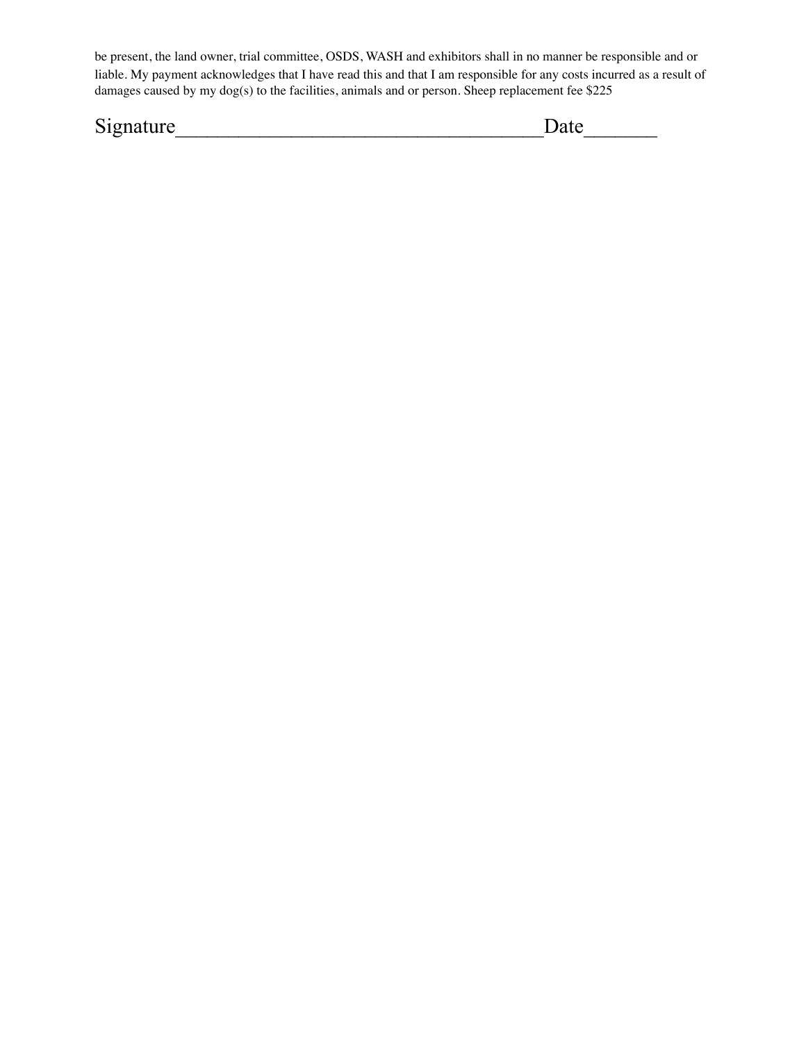be present, the land owner, trial committee, OSDS, WASH and exhibitors shall in no manner be responsible and or liable. My payment acknowledges that I have read this and that I am responsible for any costs incurred as a result of damages caused by my dog(s) to the facilities, animals and or person. Sheep replacement fee $225

Signature______________________________________Date_______